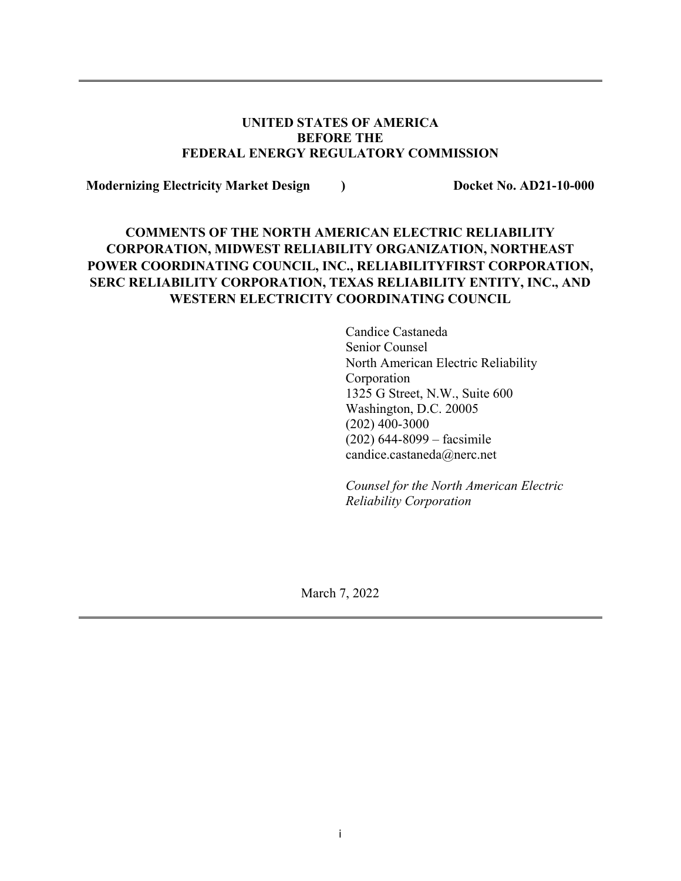**UNITED STATES OF AMERICA**
**BEFORE THE**
**FEDERAL ENERGY REGULATORY COMMISSION**

**Modernizing Electricity Market Design )** **Docket No. AD21-10-000**

**COMMENTS OF THE NORTH AMERICAN ELECTRIC RELIABILITY CORPORATION, MIDWEST RELIABILITY ORGANIZATION, NORTHEAST POWER COORDINATING COUNCIL, INC., RELIABILITYFIRST CORPORATION, SERC RELIABILITY CORPORATION, TEXAS RELIABILITY ENTITY, INC., AND WESTERN ELECTRICITY COORDINATING COUNCIL**

Candice Castaneda
Senior Counsel
North American Electric Reliability Corporation
1325 G Street, N.W., Suite 600
Washington, D.C. 20005
(202) 400-3000
(202) 644-8099 – facsimile
candice.castaneda@nerc.net

*Counsel for the North American Electric Reliability Corporation*

March 7, 2022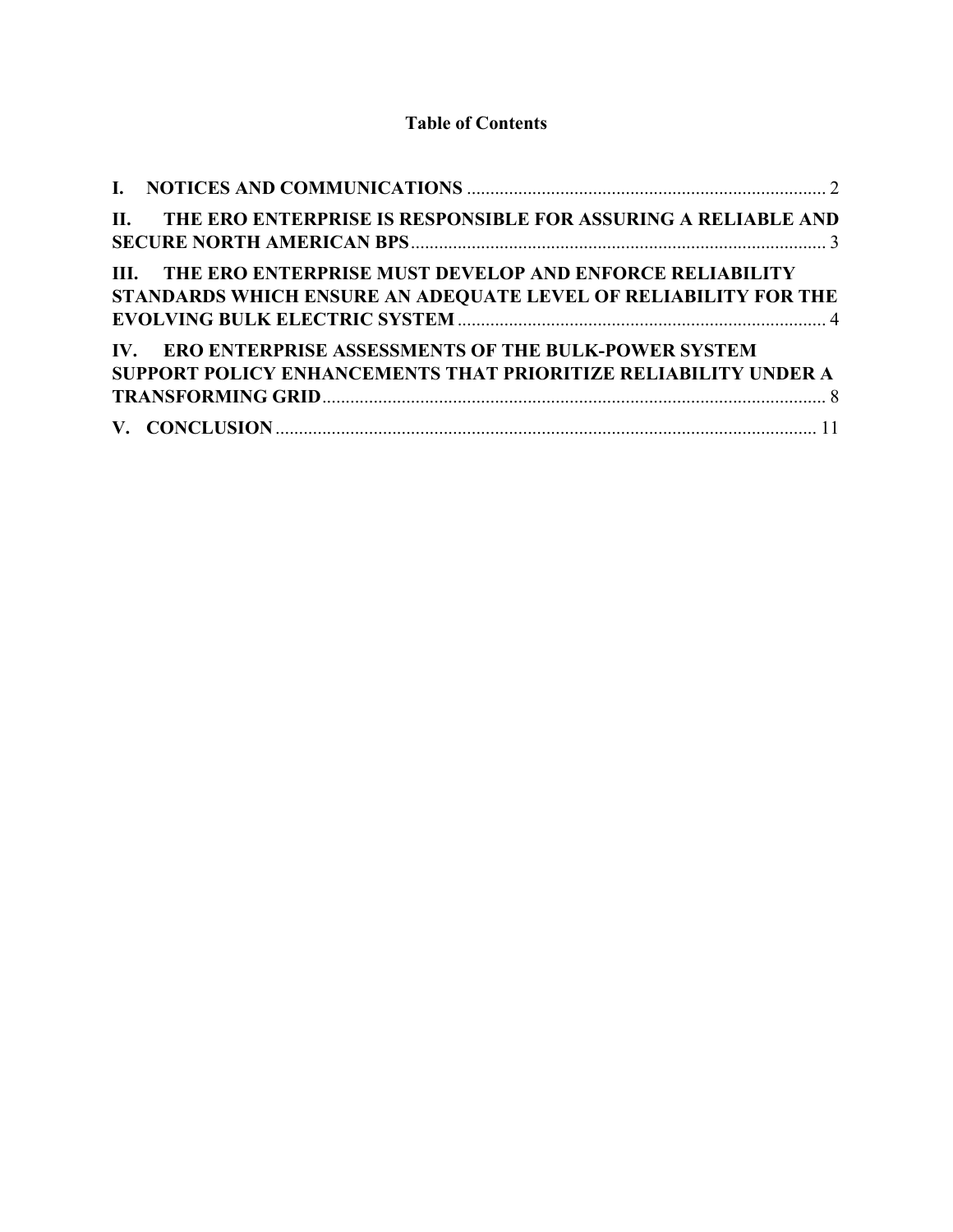**Table of Contents**

**I. NOTICES AND COMMUNICATIONS** .......... 2

**II. THE ERO ENTERPRISE IS RESPONSIBLE FOR ASSURING A RELIABLE AND SECURE NORTH AMERICAN BPS** .......... 3

**III. THE ERO ENTERPRISE MUST DEVELOP AND ENFORCE RELIABILITY STANDARDS WHICH ENSURE AN ADEQUATE LEVEL OF RELIABILITY FOR THE EVOLVING BULK ELECTRIC SYSTEM** .......... 4

**IV. ERO ENTERPRISE ASSESSMENTS OF THE BULK-POWER SYSTEM SUPPORT POLICY ENHANCEMENTS THAT PRIORITIZE RELIABILITY UNDER A TRANSFORMING GRID** .......... 8

**V. CONCLUSION** .......... 11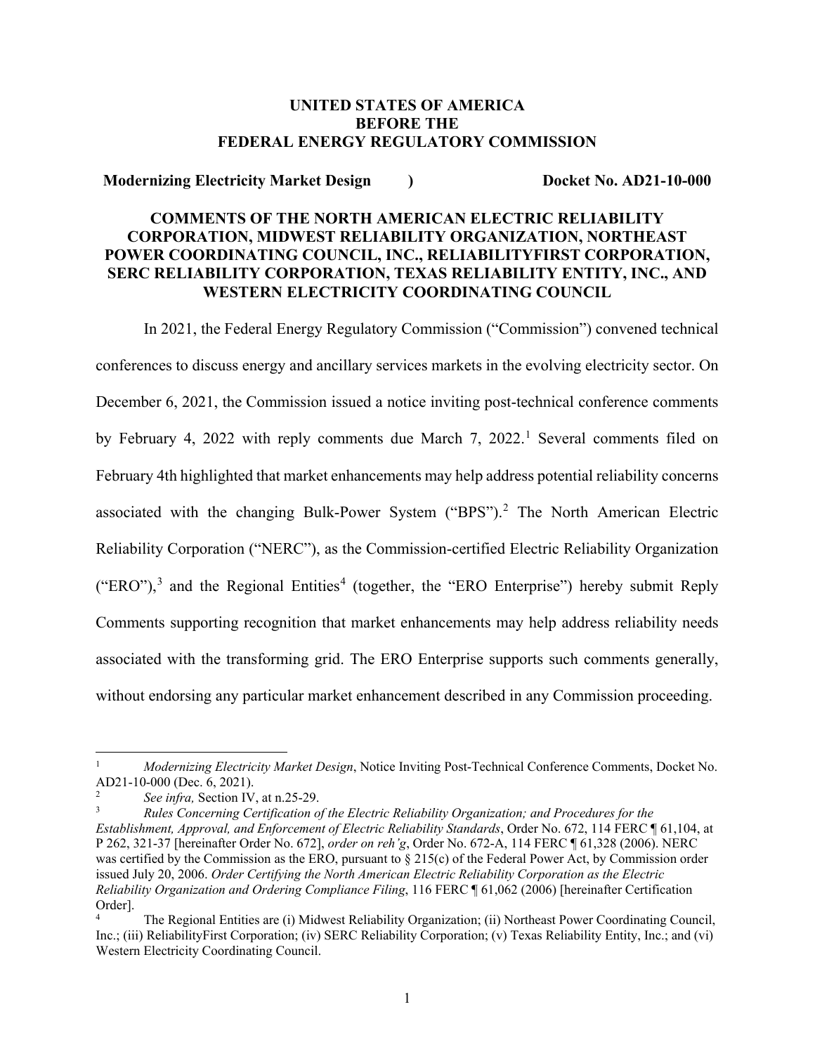**UNITED STATES OF AMERICA**
**BEFORE THE**
**FEDERAL ENERGY REGULATORY COMMISSION**

**Modernizing Electricity Market Design ) Docket No. AD21-10-000**

**COMMENTS OF THE NORTH AMERICAN ELECTRIC RELIABILITY CORPORATION, MIDWEST RELIABILITY ORGANIZATION, NORTHEAST POWER COORDINATING COUNCIL, INC., RELIABILITYFIRST CORPORATION, SERC RELIABILITY CORPORATION, TEXAS RELIABILITY ENTITY, INC., AND WESTERN ELECTRICITY COORDINATING COUNCIL**

In 2021, the Federal Energy Regulatory Commission ("Commission") convened technical conferences to discuss energy and ancillary services markets in the evolving electricity sector. On December 6, 2021, the Commission issued a notice inviting post-technical conference comments by February 4, 2022 with reply comments due March 7, 2022.[1] Several comments filed on February 4th highlighted that market enhancements may help address potential reliability concerns associated with the changing Bulk-Power System ("BPS").[2] The North American Electric Reliability Corporation ("NERC"), as the Commission-certified Electric Reliability Organization ("ERO"),[3] and the Regional Entities[4] (together, the "ERO Enterprise") hereby submit Reply Comments supporting recognition that market enhancements may help address reliability needs associated with the transforming grid. The ERO Enterprise supports such comments generally, without endorsing any particular market enhancement described in any Commission proceeding.

---

[1] *Modernizing Electricity Market Design*, Notice Inviting Post-Technical Conference Comments, Docket No. AD21-10-000 (Dec. 6, 2021).

[2] *See infra,* Section IV, at n.25-29.

[3] *Rules Concerning Certification of the Electric Reliability Organization; and Procedures for the Establishment, Approval, and Enforcement of Electric Reliability Standards*, Order No. 672, 114 FERC ¶ 61,104, at P 262, 321-37 [hereinafter Order No. 672], *order on reh'g*, Order No. 672-A, 114 FERC ¶ 61,328 (2006). NERC was certified by the Commission as the ERO, pursuant to § 215(c) of the Federal Power Act, by Commission order issued July 20, 2006. *Order Certifying the North American Electric Reliability Corporation as the Electric Reliability Organization and Ordering Compliance Filing*, 116 FERC ¶ 61,062 (2006) [hereinafter Certification Order].

[4] The Regional Entities are (i) Midwest Reliability Organization; (ii) Northeast Power Coordinating Council, Inc.; (iii) ReliabilityFirst Corporation; (iv) SERC Reliability Corporation; (v) Texas Reliability Entity, Inc.; and (vi) Western Electricity Coordinating Council.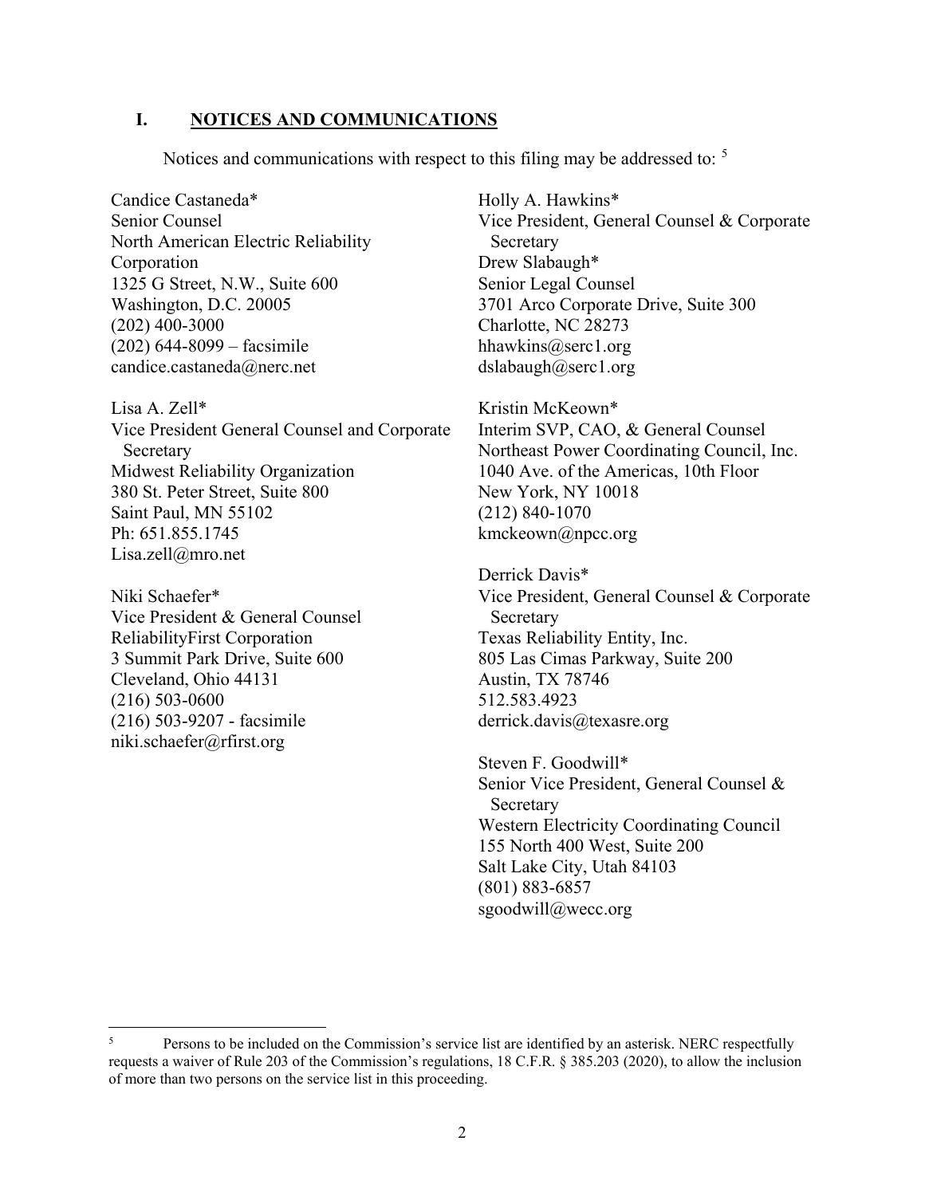## I. NOTICES AND COMMUNICATIONS

Notices and communications with respect to this filing may be addressed to: [5]

Candice Castaneda*
Senior Counsel
North American Electric Reliability Corporation
1325 G Street, N.W., Suite 600
Washington, D.C. 20005
(202) 400-3000
(202) 644-8099 – facsimile
candice.castaneda@nerc.net

Lisa A. Zell*
Vice President General Counsel and Corporate Secretary
Midwest Reliability Organization
380 St. Peter Street, Suite 800
Saint Paul, MN 55102
Ph: 651.855.1745
Lisa.zell@mro.net

Niki Schaefer*
Vice President & General Counsel
ReliabilityFirst Corporation
3 Summit Park Drive, Suite 600
Cleveland, Ohio 44131
(216) 503-0600
(216) 503-9207 - facsimile
niki.schaefer@rfirst.org

Holly A. Hawkins*
Vice President, General Counsel & Corporate Secretary
Drew Slabaugh*
Senior Legal Counsel
3701 Arco Corporate Drive, Suite 300
Charlotte, NC 28273
hhawkins@serc1.org
dslabaugh@serc1.org

Kristin McKeown*
Interim SVP, CAO, & General Counsel
Northeast Power Coordinating Council, Inc.
1040 Ave. of the Americas, 10th Floor
New York, NY 10018
(212) 840-1070
kmckeown@npcc.org

Derrick Davis*
Vice President, General Counsel & Corporate Secretary
Texas Reliability Entity, Inc.
805 Las Cimas Parkway, Suite 200
Austin, TX 78746
512.583.4923
derrick.davis@texasre.org

Steven F. Goodwill*
Senior Vice President, General Counsel & Secretary
Western Electricity Coordinating Council
155 North 400 West, Suite 200
Salt Lake City, Utah 84103
(801) 883-6857
sgoodwill@wecc.org

---

[5] Persons to be included on the Commission's service list are identified by an asterisk. NERC respectfully requests a waiver of Rule 203 of the Commission's regulations, 18 C.F.R. § 385.203 (2020), to allow the inclusion of more than two persons on the service list in this proceeding.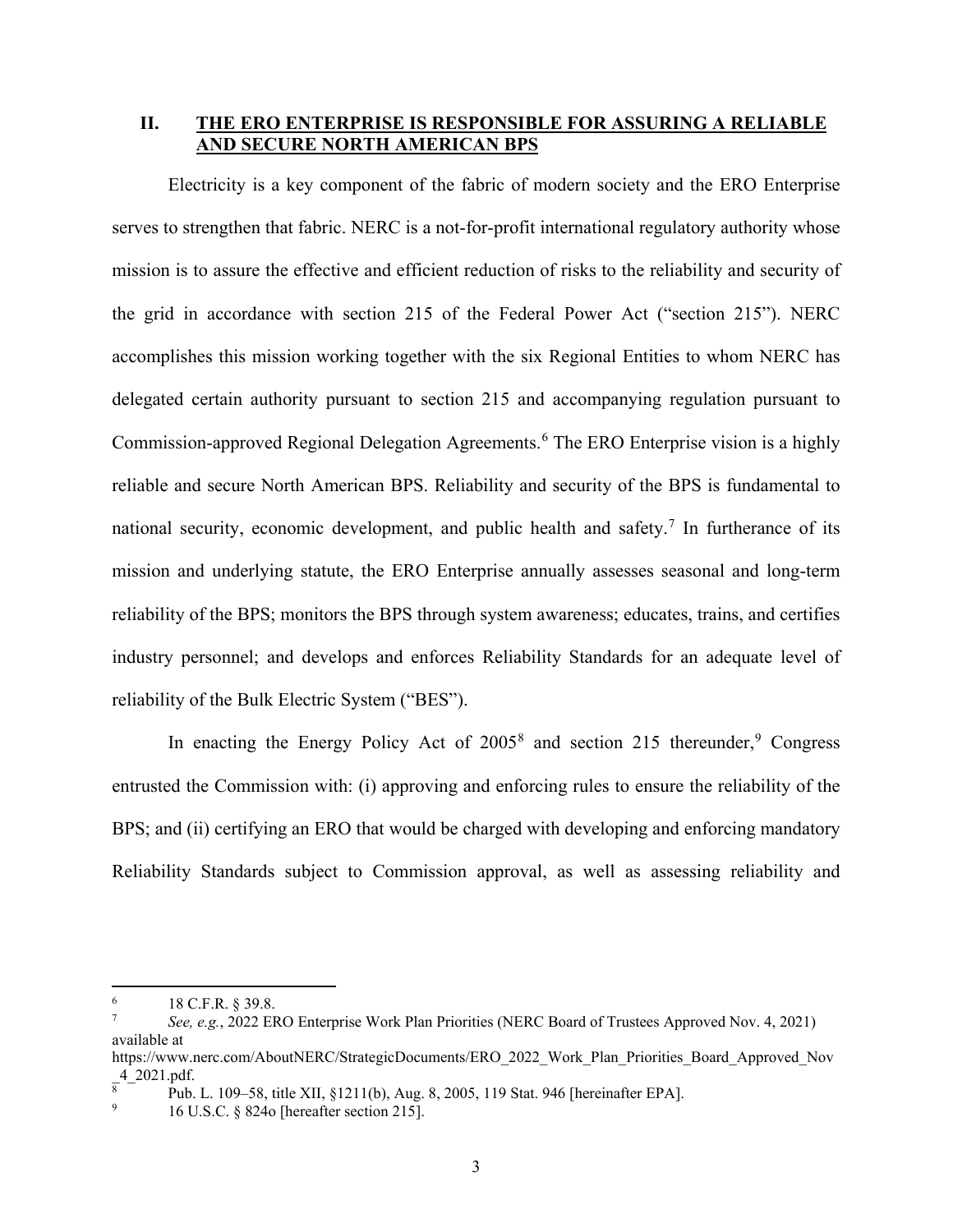## II. THE ERO ENTERPRISE IS RESPONSIBLE FOR ASSURING A RELIABLE AND SECURE NORTH AMERICAN BPS

Electricity is a key component of the fabric of modern society and the ERO Enterprise serves to strengthen that fabric. NERC is a not-for-profit international regulatory authority whose mission is to assure the effective and efficient reduction of risks to the reliability and security of the grid in accordance with section 215 of the Federal Power Act ("section 215"). NERC accomplishes this mission working together with the six Regional Entities to whom NERC has delegated certain authority pursuant to section 215 and accompanying regulation pursuant to Commission-approved Regional Delegation Agreements.[6] The ERO Enterprise vision is a highly reliable and secure North American BPS. Reliability and security of the BPS is fundamental to national security, economic development, and public health and safety.[7] In furtherance of its mission and underlying statute, the ERO Enterprise annually assesses seasonal and long-term reliability of the BPS; monitors the BPS through system awareness; educates, trains, and certifies industry personnel; and develops and enforces Reliability Standards for an adequate level of reliability of the Bulk Electric System ("BES").

In enacting the Energy Policy Act of 2005[8] and section 215 thereunder,[9] Congress entrusted the Commission with: (i) approving and enforcing rules to ensure the reliability of the BPS; and (ii) certifying an ERO that would be charged with developing and enforcing mandatory Reliability Standards subject to Commission approval, as well as assessing reliability and

---

[6] 18 C.F.R. § 39.8.

[7] *See, e.g.*, 2022 ERO Enterprise Work Plan Priorities (NERC Board of Trustees Approved Nov. 4, 2021) available at https://www.nerc.com/AboutNERC/StrategicDocuments/ERO_2022_Work_Plan_Priorities_Board_Approved_Nov_4_2021.pdf.

[8] Pub. L. 109–58, title XII, §1211(b), Aug. 8, 2005, 119 Stat. 946 [hereinafter EPA].

[9] 16 U.S.C. § 824o [hereafter section 215].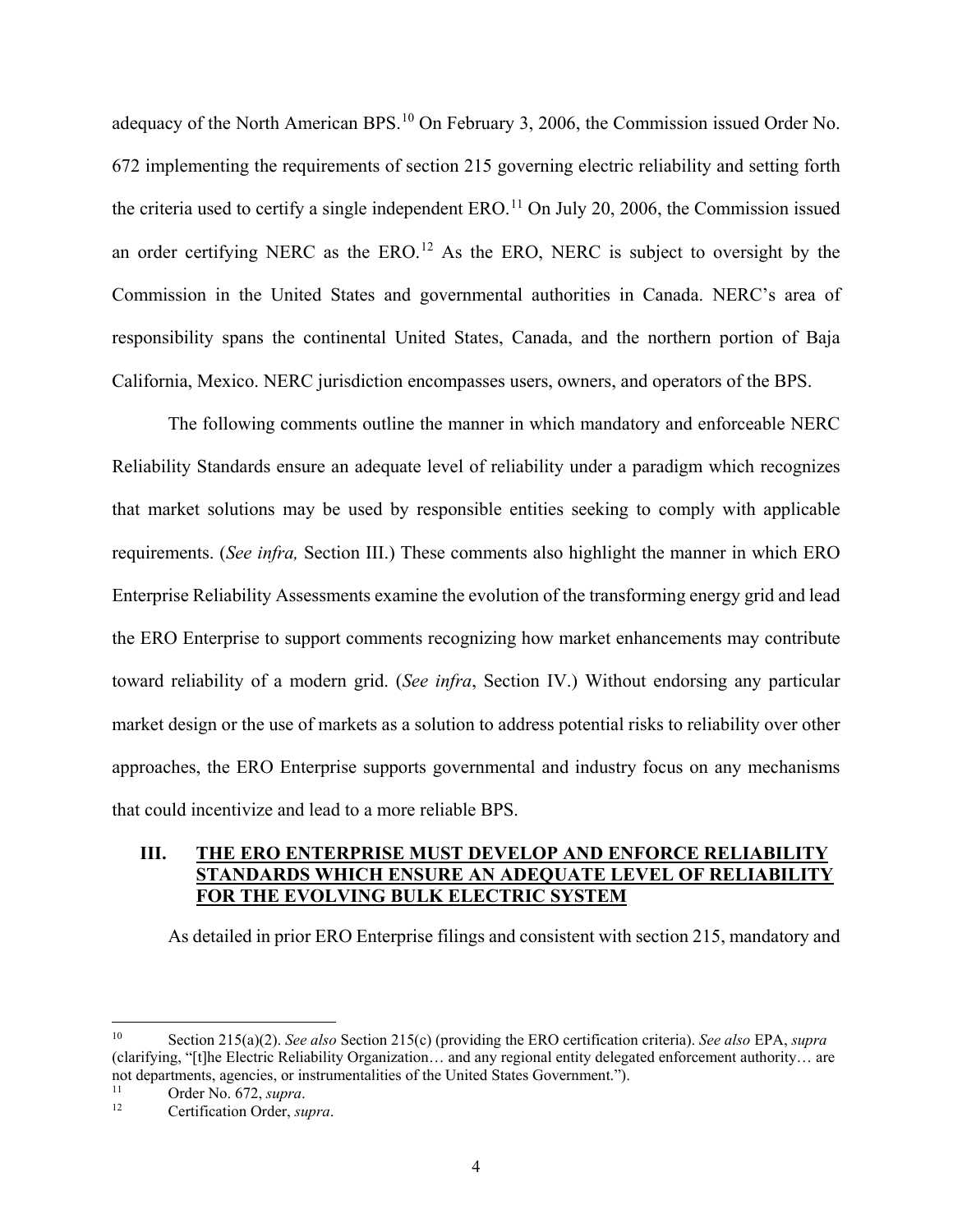adequacy of the North American BPS.[10] On February 3, 2006, the Commission issued Order No. 672 implementing the requirements of section 215 governing electric reliability and setting forth the criteria used to certify a single independent ERO.[11] On July 20, 2006, the Commission issued an order certifying NERC as the ERO.[12] As the ERO, NERC is subject to oversight by the Commission in the United States and governmental authorities in Canada. NERC's area of responsibility spans the continental United States, Canada, and the northern portion of Baja California, Mexico. NERC jurisdiction encompasses users, owners, and operators of the BPS.

The following comments outline the manner in which mandatory and enforceable NERC Reliability Standards ensure an adequate level of reliability under a paradigm which recognizes that market solutions may be used by responsible entities seeking to comply with applicable requirements. (*See infra,* Section III.) These comments also highlight the manner in which ERO Enterprise Reliability Assessments examine the evolution of the transforming energy grid and lead the ERO Enterprise to support comments recognizing how market enhancements may contribute toward reliability of a modern grid. (*See infra*, Section IV.) Without endorsing any particular market design or the use of markets as a solution to address potential risks to reliability over other approaches, the ERO Enterprise supports governmental and industry focus on any mechanisms that could incentivize and lead to a more reliable BPS.

## III. THE ERO ENTERPRISE MUST DEVELOP AND ENFORCE RELIABILITY STANDARDS WHICH ENSURE AN ADEQUATE LEVEL OF RELIABILITY FOR THE EVOLVING BULK ELECTRIC SYSTEM

As detailed in prior ERO Enterprise filings and consistent with section 215, mandatory and

---

[10] Section 215(a)(2). *See also* Section 215(c) (providing the ERO certification criteria). *See also* EPA, *supra* (clarifying, "[t]he Electric Reliability Organization… and any regional entity delegated enforcement authority… are not departments, agencies, or instrumentalities of the United States Government.").

[11] Order No. 672, *supra*.

[12] Certification Order, *supra*.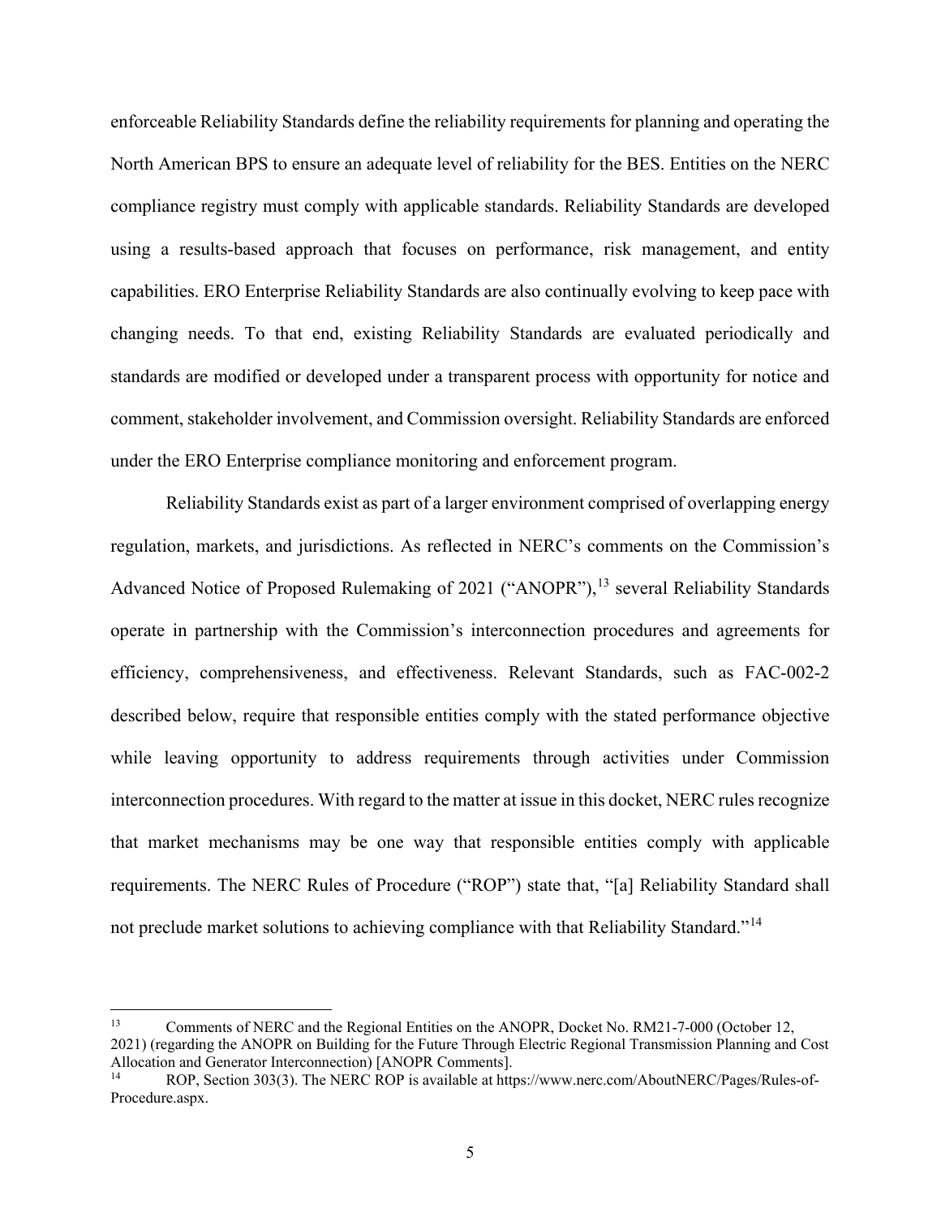enforceable Reliability Standards define the reliability requirements for planning and operating the North American BPS to ensure an adequate level of reliability for the BES. Entities on the NERC compliance registry must comply with applicable standards. Reliability Standards are developed using a results-based approach that focuses on performance, risk management, and entity capabilities. ERO Enterprise Reliability Standards are also continually evolving to keep pace with changing needs. To that end, existing Reliability Standards are evaluated periodically and standards are modified or developed under a transparent process with opportunity for notice and comment, stakeholder involvement, and Commission oversight. Reliability Standards are enforced under the ERO Enterprise compliance monitoring and enforcement program.

Reliability Standards exist as part of a larger environment comprised of overlapping energy regulation, markets, and jurisdictions. As reflected in NERC's comments on the Commission's Advanced Notice of Proposed Rulemaking of 2021 ("ANOPR"),[13] several Reliability Standards operate in partnership with the Commission's interconnection procedures and agreements for efficiency, comprehensiveness, and effectiveness. Relevant Standards, such as FAC-002-2 described below, require that responsible entities comply with the stated performance objective while leaving opportunity to address requirements through activities under Commission interconnection procedures. With regard to the matter at issue in this docket, NERC rules recognize that market mechanisms may be one way that responsible entities comply with applicable requirements. The NERC Rules of Procedure ("ROP") state that, "[a] Reliability Standard shall not preclude market solutions to achieving compliance with that Reliability Standard."[14]

---

[13] Comments of NERC and the Regional Entities on the ANOPR, Docket No. RM21-7-000 (October 12, 2021) (regarding the ANOPR on Building for the Future Through Electric Regional Transmission Planning and Cost Allocation and Generator Interconnection) [ANOPR Comments].

[14] ROP, Section 303(3). The NERC ROP is available at https://www.nerc.com/AboutNERC/Pages/Rules-of-Procedure.aspx.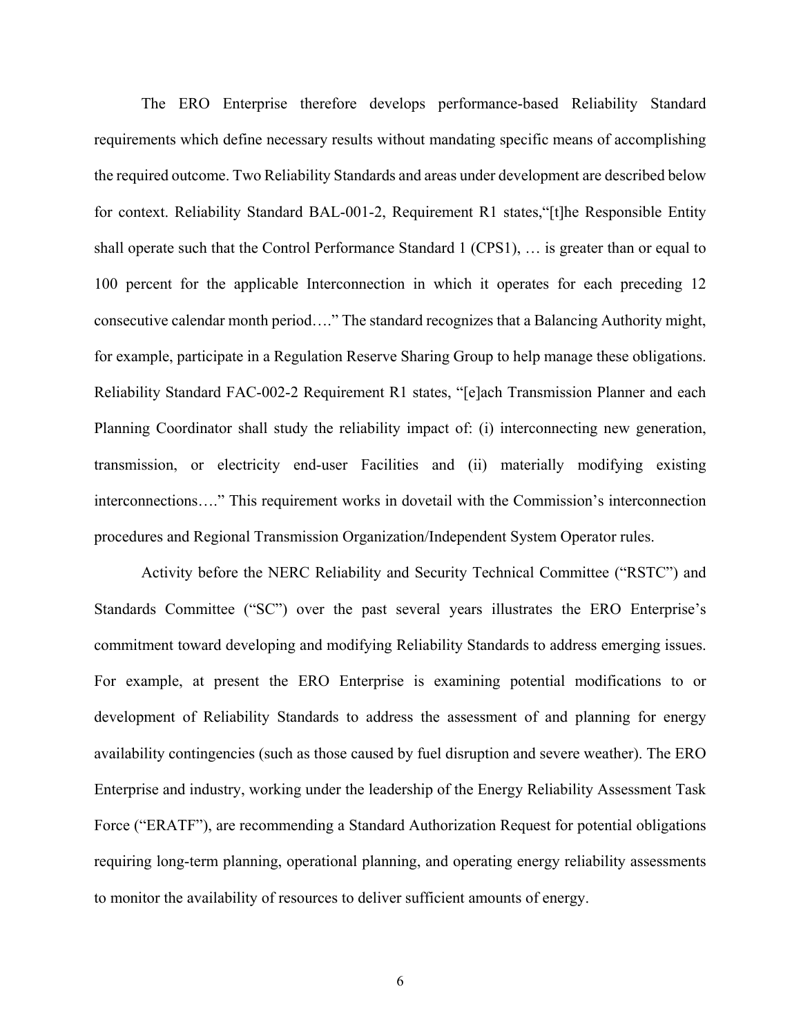The ERO Enterprise therefore develops performance-based Reliability Standard requirements which define necessary results without mandating specific means of accomplishing the required outcome. Two Reliability Standards and areas under development are described below for context. Reliability Standard BAL-001-2, Requirement R1 states,"[t]he Responsible Entity shall operate such that the Control Performance Standard 1 (CPS1), … is greater than or equal to 100 percent for the applicable Interconnection in which it operates for each preceding 12 consecutive calendar month period…." The standard recognizes that a Balancing Authority might, for example, participate in a Regulation Reserve Sharing Group to help manage these obligations. Reliability Standard FAC-002-2 Requirement R1 states, "[e]ach Transmission Planner and each Planning Coordinator shall study the reliability impact of: (i) interconnecting new generation, transmission, or electricity end-user Facilities and (ii) materially modifying existing interconnections…." This requirement works in dovetail with the Commission's interconnection procedures and Regional Transmission Organization/Independent System Operator rules.

Activity before the NERC Reliability and Security Technical Committee ("RSTC") and Standards Committee ("SC") over the past several years illustrates the ERO Enterprise's commitment toward developing and modifying Reliability Standards to address emerging issues. For example, at present the ERO Enterprise is examining potential modifications to or development of Reliability Standards to address the assessment of and planning for energy availability contingencies (such as those caused by fuel disruption and severe weather). The ERO Enterprise and industry, working under the leadership of the Energy Reliability Assessment Task Force ("ERATF"), are recommending a Standard Authorization Request for potential obligations requiring long-term planning, operational planning, and operating energy reliability assessments to monitor the availability of resources to deliver sufficient amounts of energy.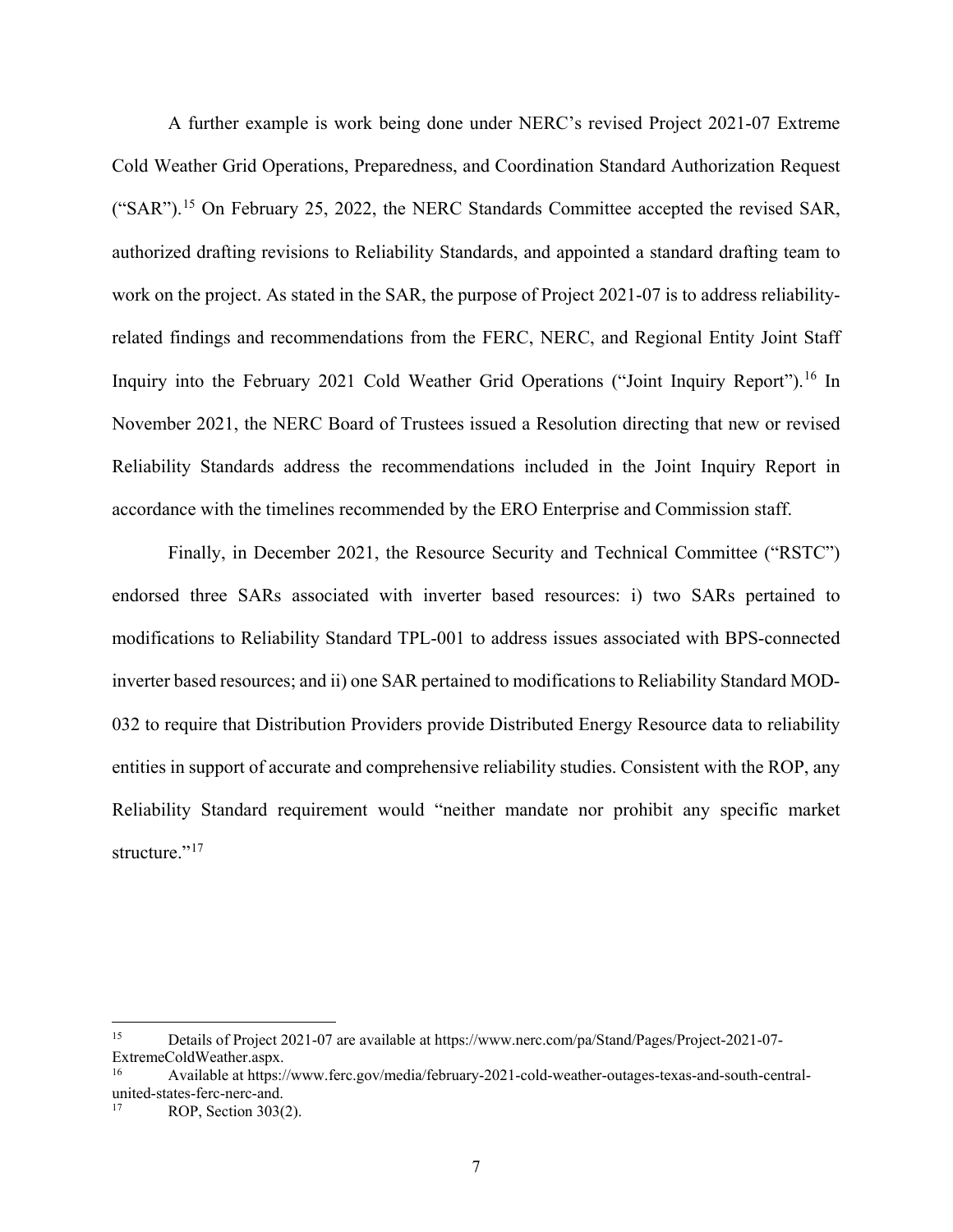A further example is work being done under NERC's revised Project 2021-07 Extreme Cold Weather Grid Operations, Preparedness, and Coordination Standard Authorization Request ("SAR").[15] On February 25, 2022, the NERC Standards Committee accepted the revised SAR, authorized drafting revisions to Reliability Standards, and appointed a standard drafting team to work on the project. As stated in the SAR, the purpose of Project 2021-07 is to address reliability-related findings and recommendations from the FERC, NERC, and Regional Entity Joint Staff Inquiry into the February 2021 Cold Weather Grid Operations ("Joint Inquiry Report").[16] In November 2021, the NERC Board of Trustees issued a Resolution directing that new or revised Reliability Standards address the recommendations included in the Joint Inquiry Report in accordance with the timelines recommended by the ERO Enterprise and Commission staff.

Finally, in December 2021, the Resource Security and Technical Committee ("RSTC") endorsed three SARs associated with inverter based resources: i) two SARs pertained to modifications to Reliability Standard TPL-001 to address issues associated with BPS-connected inverter based resources; and ii) one SAR pertained to modifications to Reliability Standard MOD-032 to require that Distribution Providers provide Distributed Energy Resource data to reliability entities in support of accurate and comprehensive reliability studies. Consistent with the ROP, any Reliability Standard requirement would "neither mandate nor prohibit any specific market structure."[17]

---

[15] Details of Project 2021-07 are available at https://www.nerc.com/pa/Stand/Pages/Project-2021-07-ExtremeColdWeather.aspx.

[16] Available at https://www.ferc.gov/media/february-2021-cold-weather-outages-texas-and-south-central-united-states-ferc-nerc-and.

[17] ROP, Section 303(2).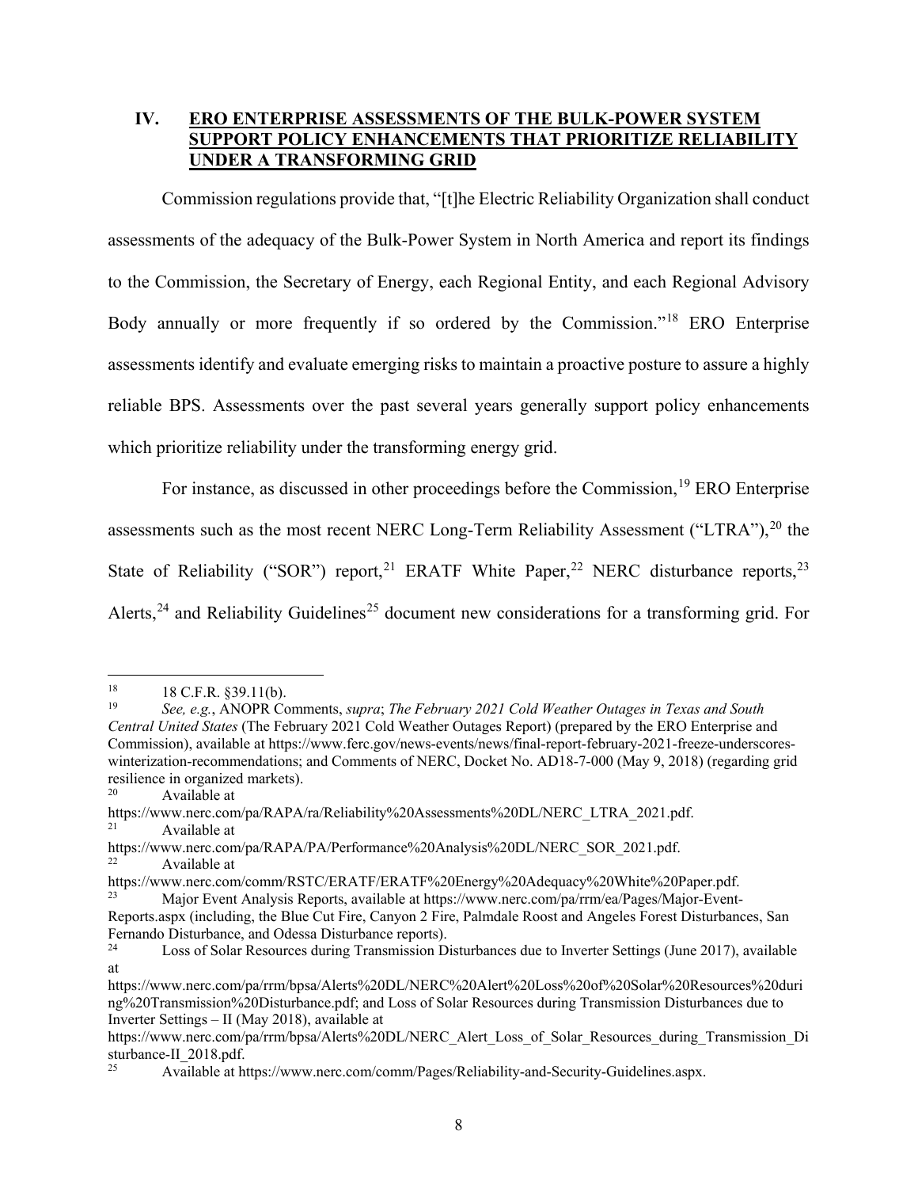## IV. ERO ENTERPRISE ASSESSMENTS OF THE BULK-POWER SYSTEM SUPPORT POLICY ENHANCEMENTS THAT PRIORITIZE RELIABILITY UNDER A TRANSFORMING GRID

Commission regulations provide that, "[t]he Electric Reliability Organization shall conduct assessments of the adequacy of the Bulk-Power System in North America and report its findings to the Commission, the Secretary of Energy, each Regional Entity, and each Regional Advisory Body annually or more frequently if so ordered by the Commission."[18] ERO Enterprise assessments identify and evaluate emerging risks to maintain a proactive posture to assure a highly reliable BPS. Assessments over the past several years generally support policy enhancements which prioritize reliability under the transforming energy grid.

For instance, as discussed in other proceedings before the Commission,[19] ERO Enterprise assessments such as the most recent NERC Long-Term Reliability Assessment ("LTRA"),[20] the State of Reliability ("SOR") report,[21] ERATF White Paper,[22] NERC disturbance reports,[23] Alerts,[24] and Reliability Guidelines[25] document new considerations for a transforming grid. For

---

[18] 18 C.F.R. §39.11(b).

[19] *See, e.g.*, ANOPR Comments, *supra*; *The February 2021 Cold Weather Outages in Texas and South Central United States* (The February 2021 Cold Weather Outages Report) (prepared by the ERO Enterprise and Commission), available at https://www.ferc.gov/news-events/news/final-report-february-2021-freeze-underscores-winterization-recommendations; and Comments of NERC, Docket No. AD18-7-000 (May 9, 2018) (regarding grid resilience in organized markets).

[20] Available at https://www.nerc.com/pa/RAPA/ra/Reliability%20Assessments%20DL/NERC_LTRA_2021.pdf.

[21] Available at https://www.nerc.com/pa/RAPA/PA/Performance%20Analysis%20DL/NERC_SOR_2021.pdf.

[22] Available at https://www.nerc.com/comm/RSTC/ERATF/ERATF%20Energy%20Adequacy%20White%20Paper.pdf.

[23] Major Event Analysis Reports, available at https://www.nerc.com/pa/rrm/ea/Pages/Major-Event-Reports.aspx (including, the Blue Cut Fire, Canyon 2 Fire, Palmdale Roost and Angeles Forest Disturbances, San Fernando Disturbance, and Odessa Disturbance reports).

[24] Loss of Solar Resources during Transmission Disturbances due to Inverter Settings (June 2017), available at https://www.nerc.com/pa/rrm/bpsa/Alerts%20DL/NERC%20Alert%20Loss%20of%20Solar%20Resources%20during%20Transmission%20Disturbance.pdf; and Loss of Solar Resources during Transmission Disturbances due to Inverter Settings – II (May 2018), available at https://www.nerc.com/pa/rrm/bpsa/Alerts%20DL/NERC_Alert_Loss_of_Solar_Resources_during_Transmission_Disturbance-II_2018.pdf.

[25] Available at https://www.nerc.com/comm/Pages/Reliability-and-Security-Guidelines.aspx.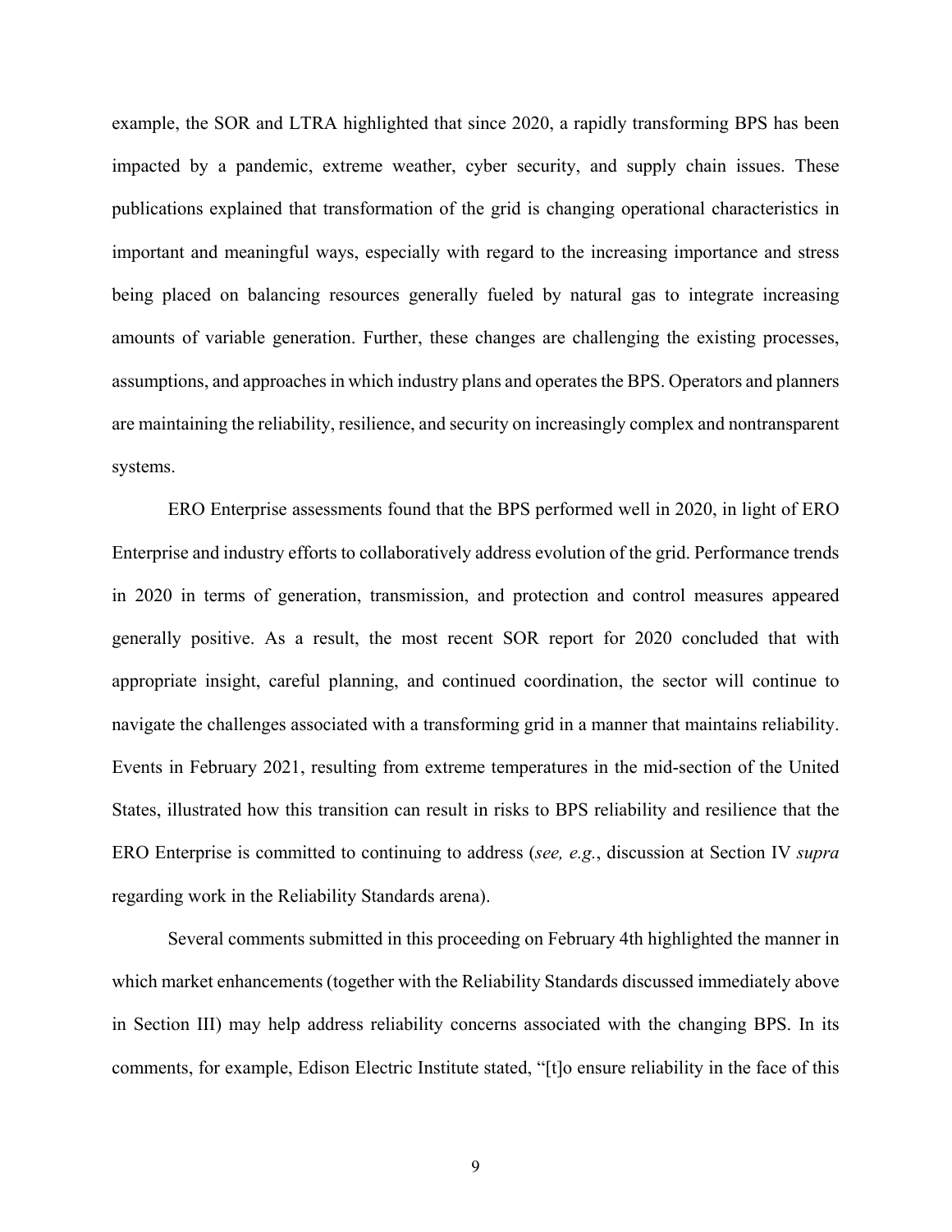example, the SOR and LTRA highlighted that since 2020, a rapidly transforming BPS has been impacted by a pandemic, extreme weather, cyber security, and supply chain issues. These publications explained that transformation of the grid is changing operational characteristics in important and meaningful ways, especially with regard to the increasing importance and stress being placed on balancing resources generally fueled by natural gas to integrate increasing amounts of variable generation. Further, these changes are challenging the existing processes, assumptions, and approaches in which industry plans and operates the BPS. Operators and planners are maintaining the reliability, resilience, and security on increasingly complex and nontransparent systems.

ERO Enterprise assessments found that the BPS performed well in 2020, in light of ERO Enterprise and industry efforts to collaboratively address evolution of the grid. Performance trends in 2020 in terms of generation, transmission, and protection and control measures appeared generally positive. As a result, the most recent SOR report for 2020 concluded that with appropriate insight, careful planning, and continued coordination, the sector will continue to navigate the challenges associated with a transforming grid in a manner that maintains reliability. Events in February 2021, resulting from extreme temperatures in the mid-section of the United States, illustrated how this transition can result in risks to BPS reliability and resilience that the ERO Enterprise is committed to continuing to address (*see, e.g.*, discussion at Section IV *supra* regarding work in the Reliability Standards arena).

Several comments submitted in this proceeding on February 4th highlighted the manner in which market enhancements (together with the Reliability Standards discussed immediately above in Section III) may help address reliability concerns associated with the changing BPS. In its comments, for example, Edison Electric Institute stated, "[t]o ensure reliability in the face of this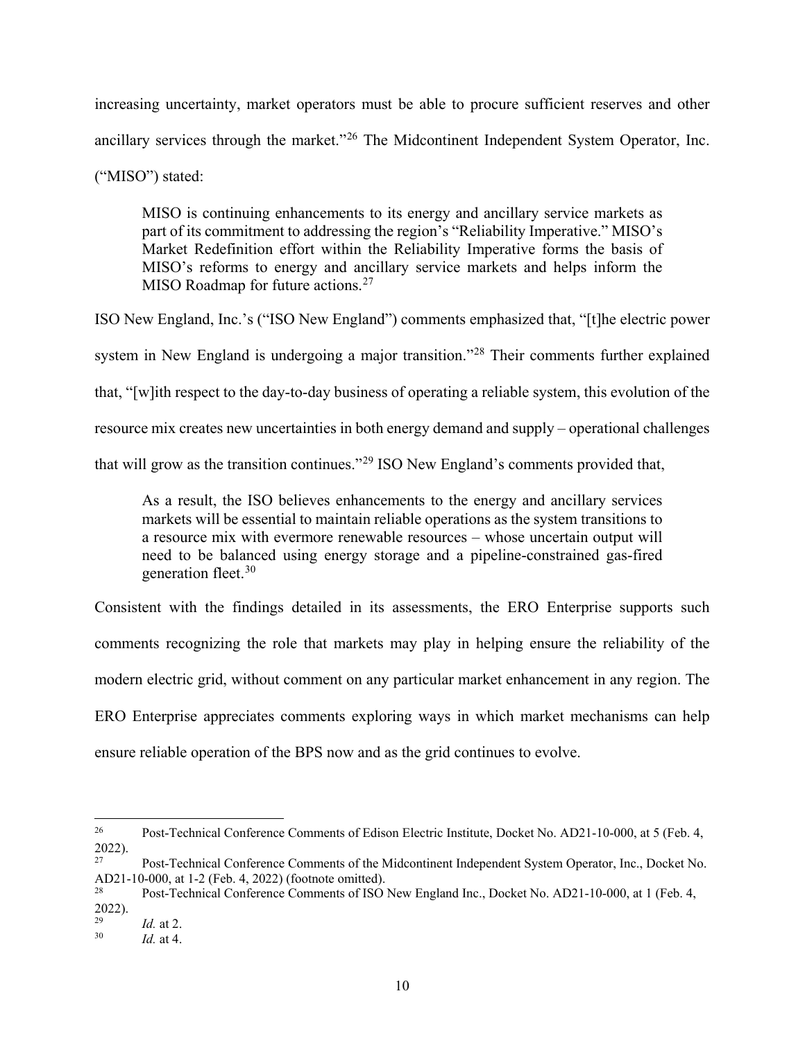increasing uncertainty, market operators must be able to procure sufficient reserves and other ancillary services through the market."[26] The Midcontinent Independent System Operator, Inc. ("MISO") stated:

> MISO is continuing enhancements to its energy and ancillary service markets as part of its commitment to addressing the region's "Reliability Imperative." MISO's Market Redefinition effort within the Reliability Imperative forms the basis of MISO's reforms to energy and ancillary service markets and helps inform the MISO Roadmap for future actions.[27]

ISO New England, Inc.'s ("ISO New England") comments emphasized that, "[t]he electric power system in New England is undergoing a major transition."[28] Their comments further explained that, "[w]ith respect to the day-to-day business of operating a reliable system, this evolution of the resource mix creates new uncertainties in both energy demand and supply – operational challenges that will grow as the transition continues."[29] ISO New England's comments provided that,

> As a result, the ISO believes enhancements to the energy and ancillary services markets will be essential to maintain reliable operations as the system transitions to a resource mix with evermore renewable resources – whose uncertain output will need to be balanced using energy storage and a pipeline-constrained gas-fired generation fleet.[30]

Consistent with the findings detailed in its assessments, the ERO Enterprise supports such comments recognizing the role that markets may play in helping ensure the reliability of the modern electric grid, without comment on any particular market enhancement in any region. The ERO Enterprise appreciates comments exploring ways in which market mechanisms can help ensure reliable operation of the BPS now and as the grid continues to evolve.

---

[26] Post-Technical Conference Comments of Edison Electric Institute, Docket No. AD21-10-000, at 5 (Feb. 4, 2022).

[27] Post-Technical Conference Comments of the Midcontinent Independent System Operator, Inc., Docket No. AD21-10-000, at 1-2 (Feb. 4, 2022) (footnote omitted).

[28] Post-Technical Conference Comments of ISO New England Inc., Docket No. AD21-10-000, at 1 (Feb. 4, 2022).

[29] *Id.* at 2.

[30] *Id.* at 4.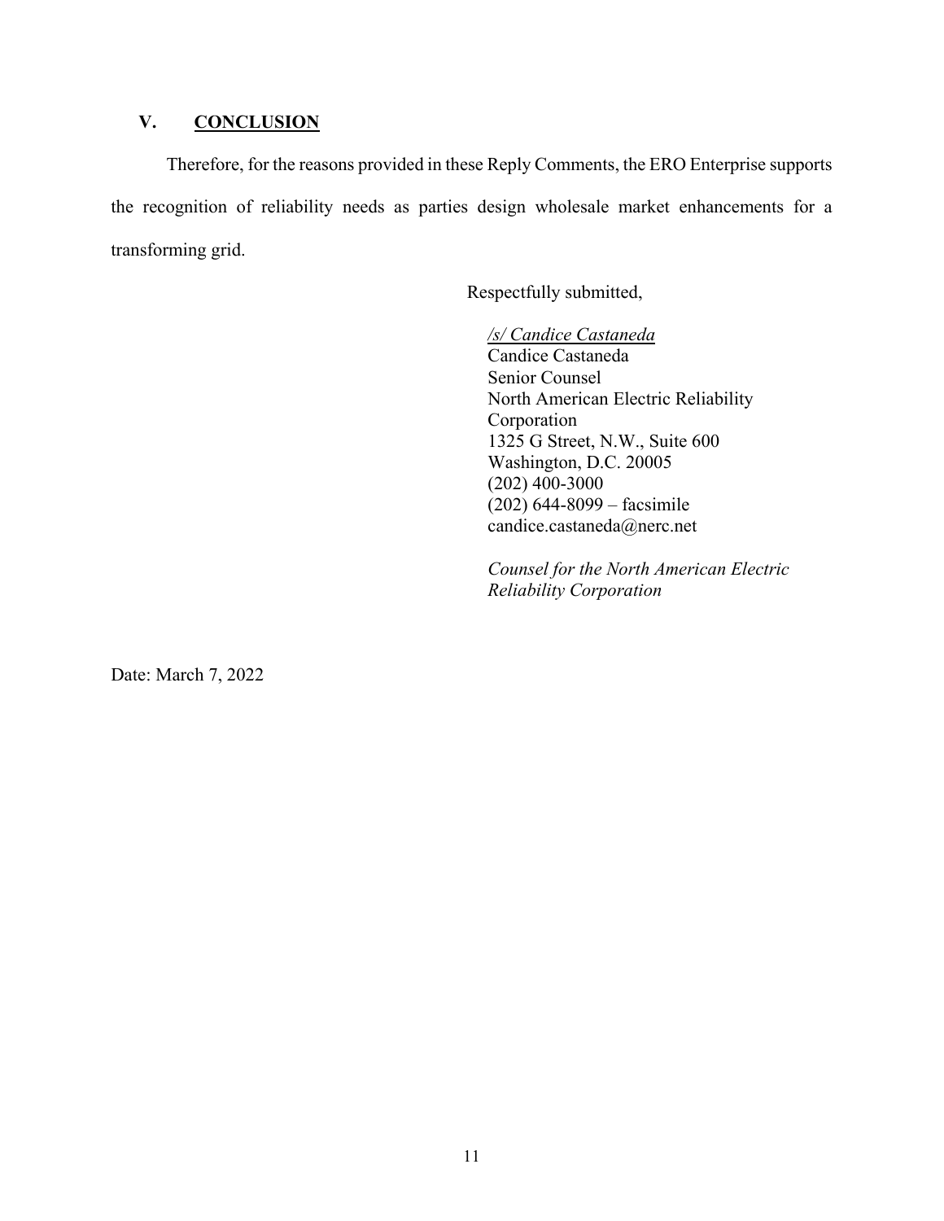## V. **CONCLUSION**

Therefore, for the reasons provided in these Reply Comments, the ERO Enterprise supports the recognition of reliability needs as parties design wholesale market enhancements for a transforming grid.

Respectfully submitted,

*/s/ Candice Castaneda*
Candice Castaneda
Senior Counsel
North American Electric Reliability Corporation
1325 G Street, N.W., Suite 600
Washington, D.C. 20005
(202) 400-3000
(202) 644-8099 – facsimile
candice.castaneda@nerc.net

*Counsel for the North American Electric Reliability Corporation*

Date: March 7, 2022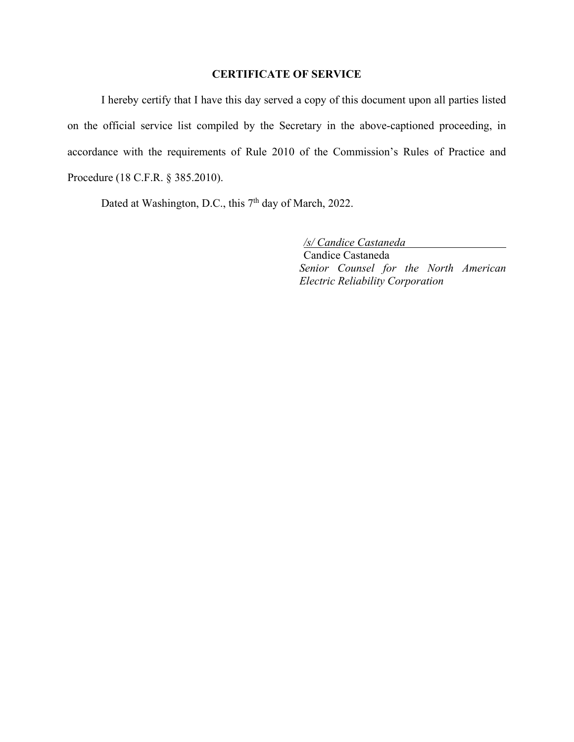**CERTIFICATE OF SERVICE**

I hereby certify that I have this day served a copy of this document upon all parties listed on the official service list compiled by the Secretary in the above-captioned proceeding, in accordance with the requirements of Rule 2010 of the Commission's Rules of Practice and Procedure (18 C.F.R. § 385.2010).

Dated at Washington, D.C., this 7th day of March, 2022.

*/s/ Candice Castaneda*
Candice Castaneda
*Senior Counsel for the North American Electric Reliability Corporation*